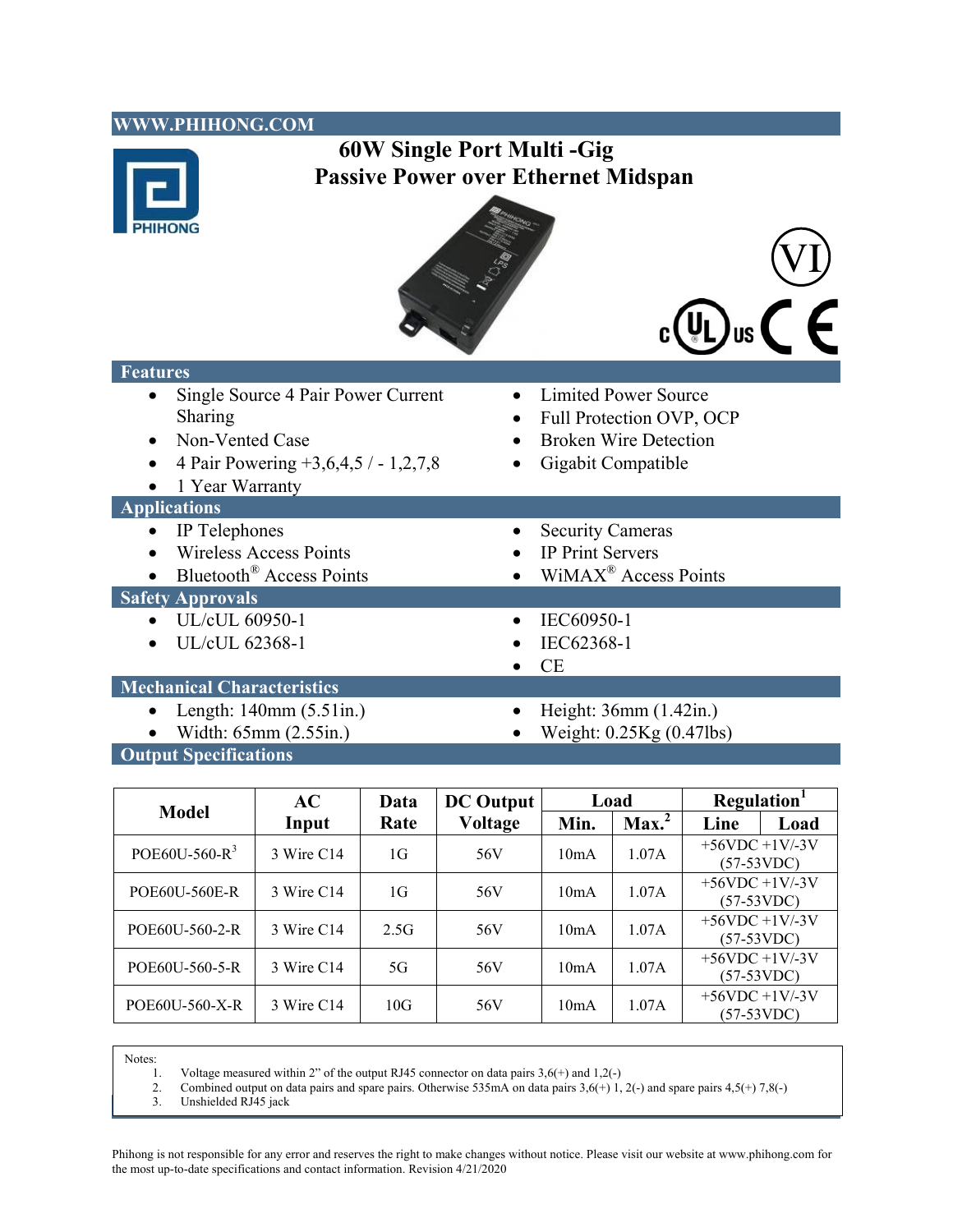WWW.PHIHONG.COM

# 60W Single Port Multi -Gig Passive Power over Ethernet Midspan

## Features

- Single Source 4 Pair Power Current Sharing
- Non-Vented Case
- 4 Pair Powering +3,6,4,5 / - 1,2,7,8
- 1 Year Warranty
- Limited Power Source
- Full Protection OVP, OCP
- Broken Wire Detection
- Gigabit Compatible

## Applications

- IP Telephones
- Wireless Access Points
- Bluetooth® Access Points
- Security Cameras
- IP Print Servers
- WiMAX® Access Points

## Safety Approvals

- UL/cUL 60950-1
- UL/cUL 62368-1
- IEC60950-1
- IEC62368-1
- CE

## Mechanical Characteristics

- Length: 140mm (5.51in.)
- Width: 65mm (2.55in.)
- Height: 36mm (1.42in.)
- Weight: 0.25Kg (0.47lbs)

## Output Specifications

| Model | AC Input | Data Rate | DC Output Voltage | Load | | Regulation[1] | |
|---|---|---|---|---|---|---|---|
| | | | | Min. | Max.[2] | Line | Load |
| POE60U-560-R[3] | 3 Wire C14 | 1G | 56V | 10mA | 1.07A | +56VDC +1V/-3V (57-53VDC) | |
| POE60U-560E-R | 3 Wire C14 | 1G | 56V | 10mA | 1.07A | +56VDC +1V/-3V (57-53VDC) | |
| POE60U-560-2-R | 3 Wire C14 | 2.5G | 56V | 10mA | 1.07A | +56VDC +1V/-3V (57-53VDC) | |
| POE60U-560-5-R | 3 Wire C14 | 5G | 56V | 10mA | 1.07A | +56VDC +1V/-3V (57-53VDC) | |
| POE60U-560-X-R | 3 Wire C14 | 10G | 56V | 10mA | 1.07A | +56VDC +1V/-3V (57-53VDC) | |

Notes:

1. Voltage measured within 2" of the output RJ45 connector on data pairs 3,6(+) and 1,2(-)
2. Combined output on data pairs and spare pairs. Otherwise 535mA on data pairs 3,6(+) 1, 2(-) and spare pairs 4,5(+) 7,8(-)
3. Unshielded RJ45 jack

Phihong is not responsible for any error and reserves the right to make changes without notice. Please visit our website at www.phihong.com for the most up-to-date specifications and contact information. Revision 4/21/2020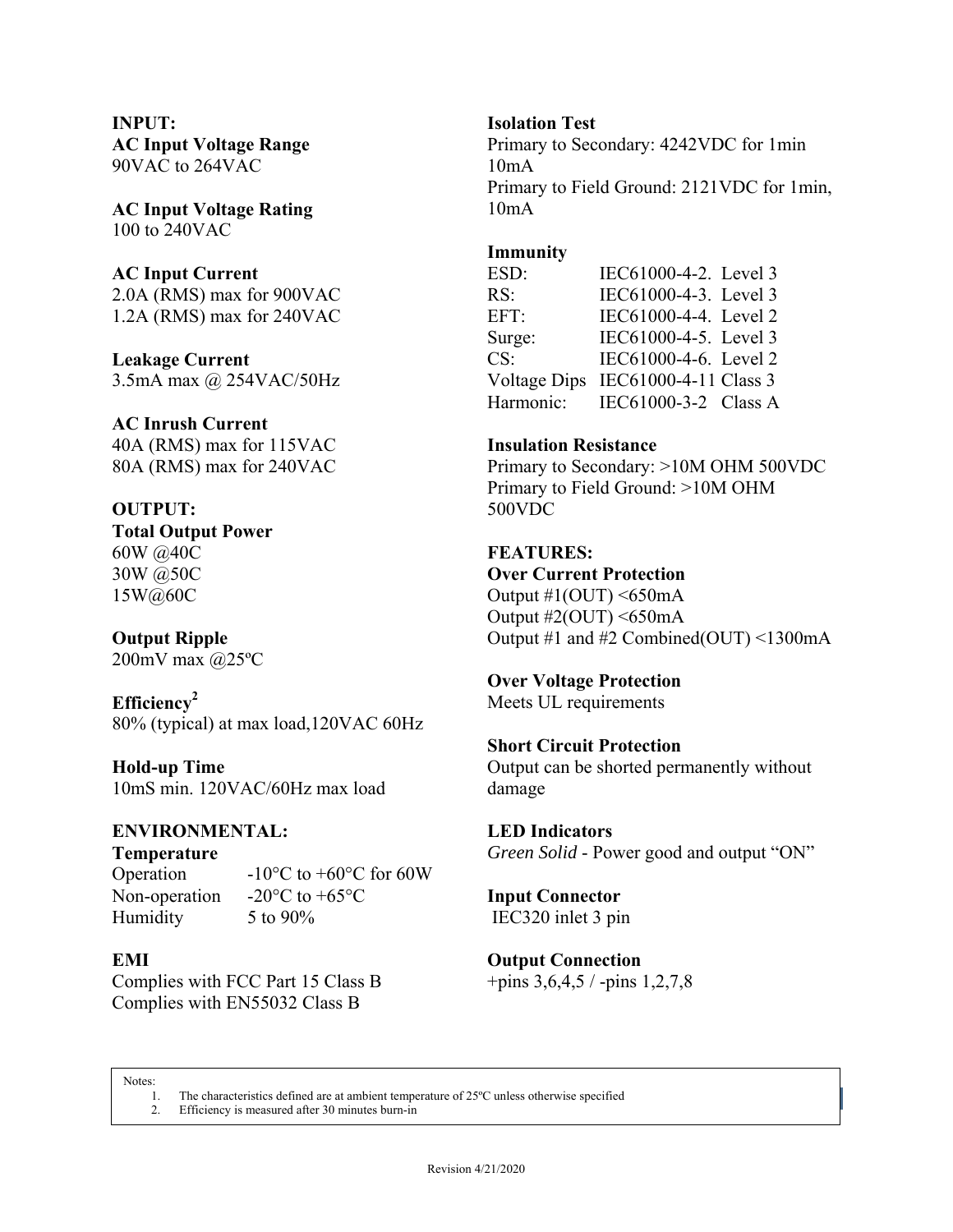**INPUT:**

**AC Input Voltage Range**
90VAC to 264VAC

**AC Input Voltage Rating**
100 to 240VAC

**AC Input Current**
2.0A (RMS) max for 900VAC
1.2A (RMS) max for 240VAC

**Leakage Current**
3.5mA max @ 254VAC/50Hz

**AC Inrush Current**
40A (RMS) max for 115VAC
80A (RMS) max for 240VAC

**OUTPUT:**

**Total Output Power**
60W @40C
30W @50C
15W@60C

**Output Ripple**
200mV max @25ºC

**Efficiency[2]**
80% (typical) at max load,120VAC 60Hz

**Hold-up Time**
10mS min. 120VAC/60Hz max load

**ENVIRONMENTAL:**

**Temperature**

| | |
|---|---|
| Operation | -10°C to +60°C for 60W |
| Non-operation | -20°C to +65°C |
| Humidity | 5 to 90% |

**EMI**
Complies with FCC Part 15 Class B
Complies with EN55032 Class B

**Isolation Test**
Primary to Secondary: 4242VDC for 1min 10mA
Primary to Field Ground: 2121VDC for 1min, 10mA

**Immunity**

| | | |
|---|---|---|
| ESD: | IEC61000-4-2. | Level 3 |
| RS: | IEC61000-4-3. | Level 3 |
| EFT: | IEC61000-4-4. | Level 2 |
| Surge: | IEC61000-4-5. | Level 3 |
| CS: | IEC61000-4-6. | Level 2 |
| Voltage Dips | IEC61000-4-11 | Class 3 |
| Harmonic: | IEC61000-3-2 | Class A |

**Insulation Resistance**
Primary to Secondary: >10M OHM 500VDC
Primary to Field Ground: >10M OHM 500VDC

**FEATURES:**

**Over Current Protection**
Output #1(OUT) <650mA
Output #2(OUT) <650mA
Output #1 and #2 Combined(OUT) <1300mA

**Over Voltage Protection**
Meets UL requirements

**Short Circuit Protection**
Output can be shorted permanently without damage

**LED Indicators**
*Green Solid* - Power good and output "ON"

**Input Connector**
IEC320 inlet 3 pin

**Output Connection**
+pins 3,6,4,5 / -pins 1,2,7,8

Notes:
1. The characteristics defined are at ambient temperature of 25ºC unless otherwise specified
2. Efficiency is measured after 30 minutes burn-in

Revision 4/21/2020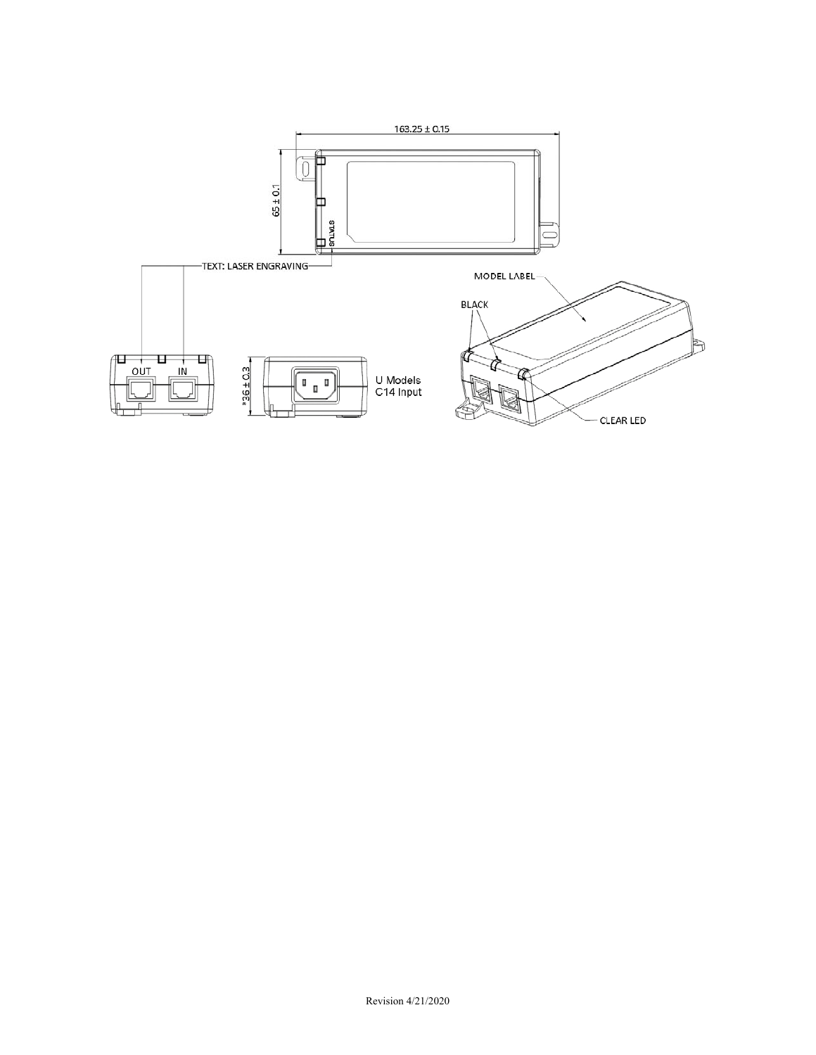163.25 ± 0.15

65 ± 0.1

STATUS

TEXT: LASER ENGRAVING

MODEL LABEL

BLACK

OUT IN

*36 ± 0.3

U Models
C14 Input

CLEAR LED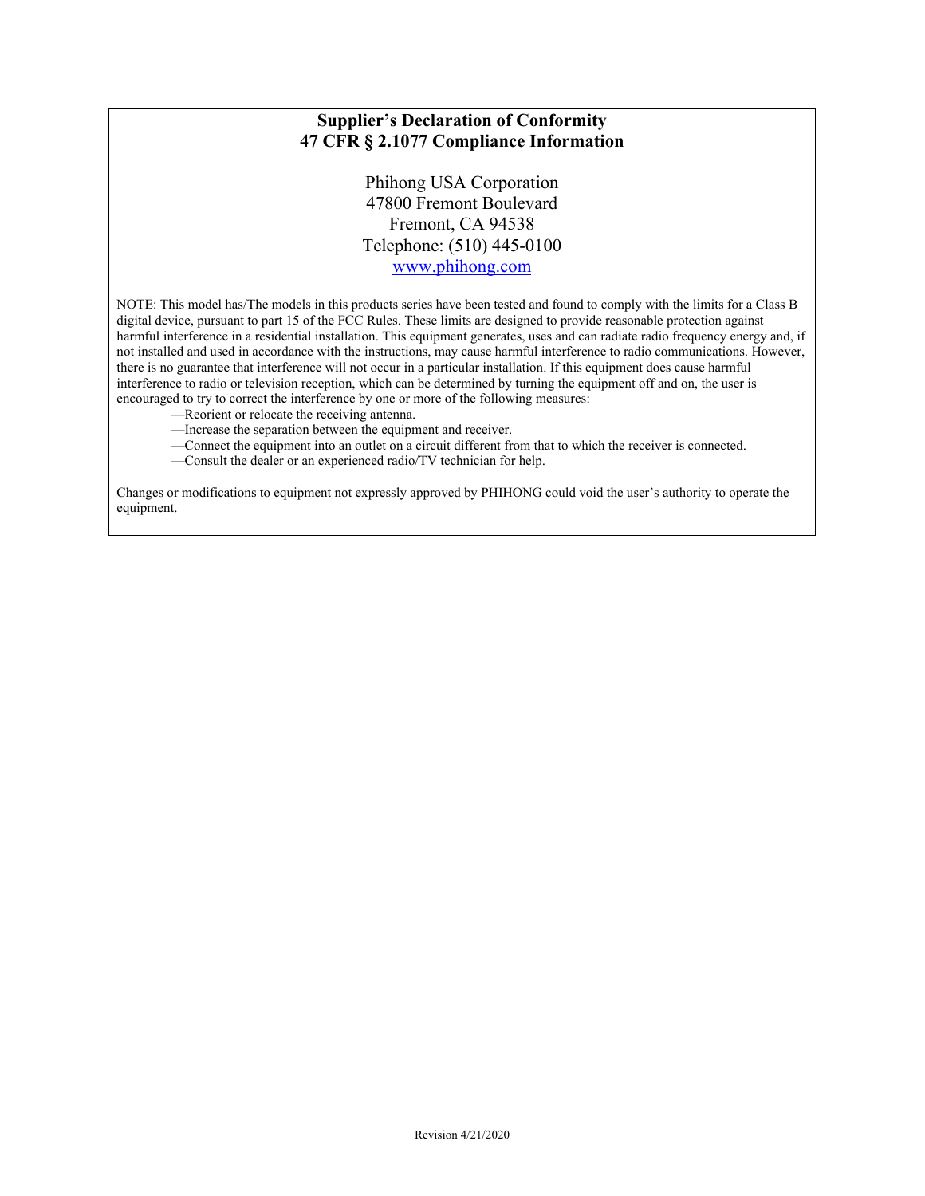**Supplier's Declaration of Conformity**
**47 CFR § 2.1077 Compliance Information**

Phihong USA Corporation
47800 Fremont Boulevard
Fremont, CA 94538
Telephone: (510) 445-0100
www.phihong.com

NOTE: This model has/The models in this products series have been tested and found to comply with the limits for a Class B digital device, pursuant to part 15 of the FCC Rules. These limits are designed to provide reasonable protection against harmful interference in a residential installation. This equipment generates, uses and can radiate radio frequency energy and, if not installed and used in accordance with the instructions, may cause harmful interference to radio communications. However, there is no guarantee that interference will not occur in a particular installation. If this equipment does cause harmful interference to radio or television reception, which can be determined by turning the equipment off and on, the user is encouraged to try to correct the interference by one or more of the following measures:

—Reorient or relocate the receiving antenna.
—Increase the separation between the equipment and receiver.
—Connect the equipment into an outlet on a circuit different from that to which the receiver is connected.
—Consult the dealer or an experienced radio/TV technician for help.

Changes or modifications to equipment not expressly approved by PHIHONG could void the user's authority to operate the equipment.

Revision 4/21/2020